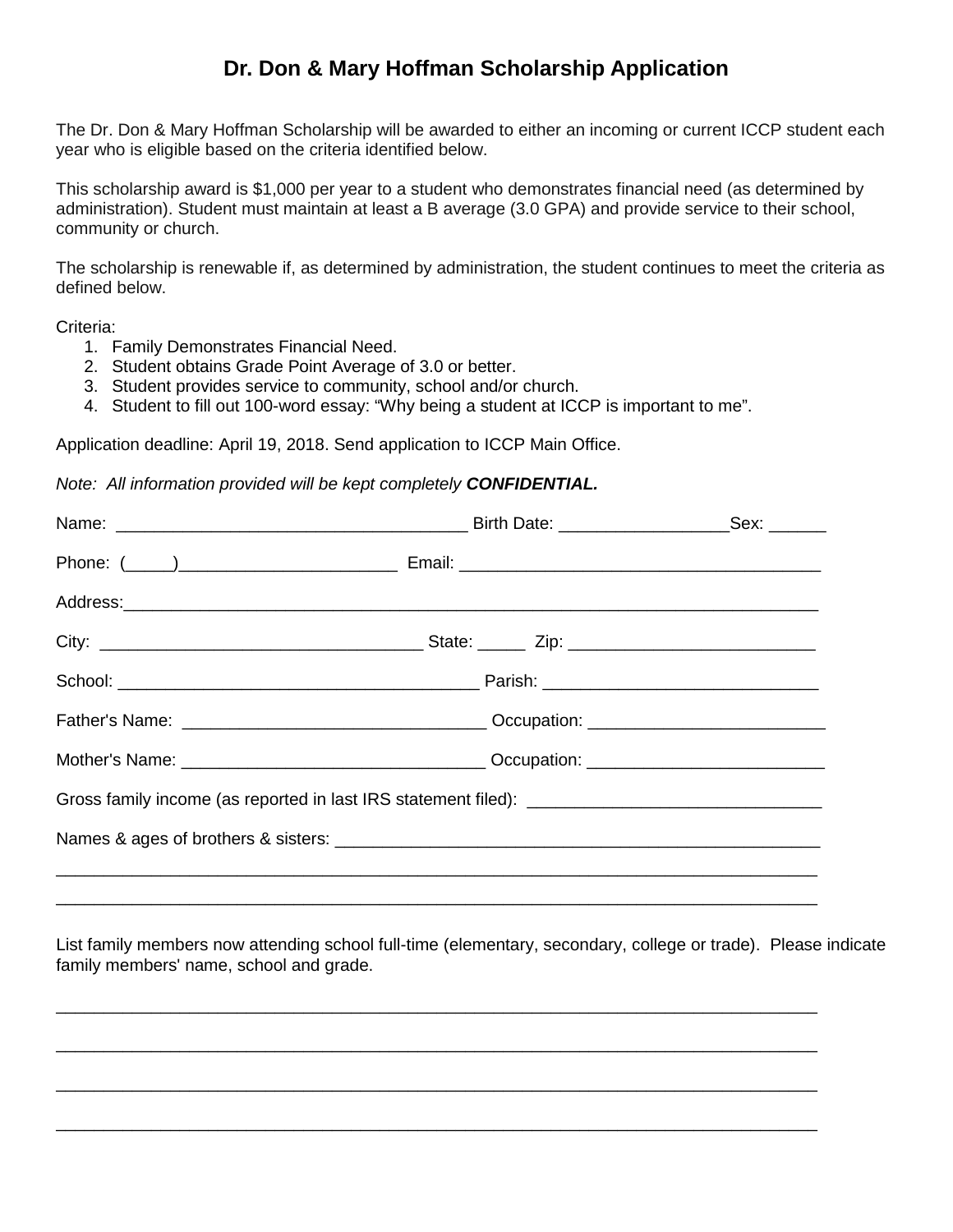# Dr. Don & Mary Hoffman Scholarship Application

The Dr. Don & Mary Hoffman Scholarship will be awarded to either an incoming or current ICCP student each year who is eligible based on the criteria identified below.

This scholarship award is $1,000 per year to a student who demonstrates financial need (as determined by administration). Student must maintain at least a B average (3.0 GPA) and provide service to their school, community or church.

The scholarship is renewable if, as determined by administration, the student continues to meet the criteria as defined below.

Criteria:

1. Family Demonstrates Financial Need.
2. Student obtains Grade Point Average of 3.0 or better.
3. Student provides service to community, school and/or church.
4. Student to fill out 100-word essay: "Why being a student at ICCP is important to me".

Application deadline: April 19, 2018. Send application to ICCP Main Office.

*Note: All information provided will be kept completely* ***CONFIDENTIAL.***

Name: ____________________________________ Birth Date: _________________Sex: ______

Phone: (_____)_______________________ Email: _____________________________________

Address:___________________________________________________________________________

City: _________________________________ State: _____ Zip: _________________________

School: _____________________________________ Parish: ____________________________

Father's Name: _______________________________ Occupation: _______________________

Mother's Name: _______________________________ Occupation: _______________________

Gross family income (as reported in last IRS statement filed): _____________________________

Names & ages of brothers & sisters: _________________________________________________

___________________________________________________________________________________

___________________________________________________________________________________

List family members now attending school full-time (elementary, secondary, college or trade). Please indicate family members' name, school and grade.

___________________________________________________________________________________

___________________________________________________________________________________

___________________________________________________________________________________

___________________________________________________________________________________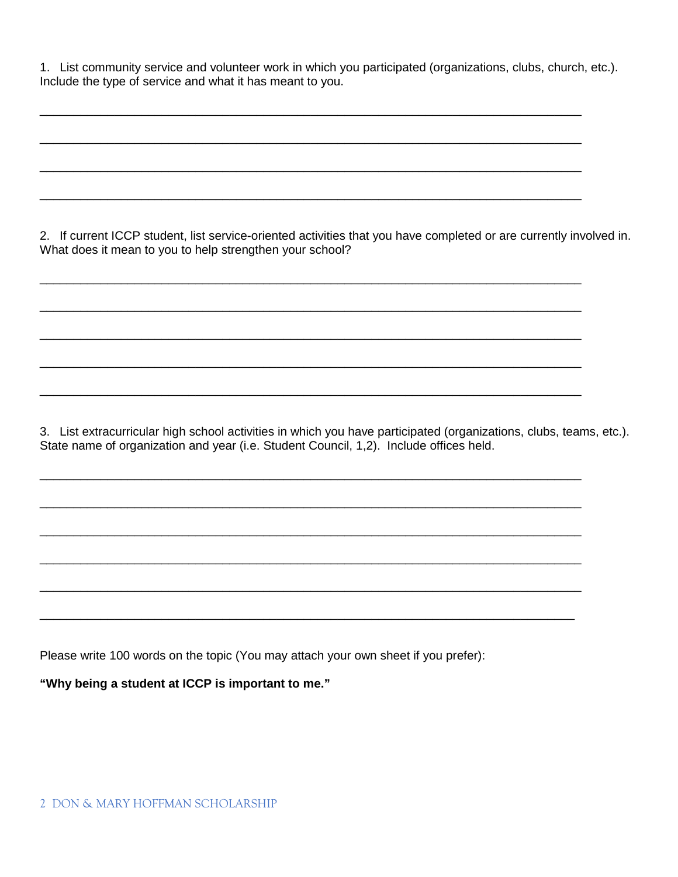1. List community service and volunteer work in which you participated (organizations, clubs, church, etc.). Include the type of service and what it has meant to you.

_____________________________________________________________________________

_____________________________________________________________________________

_____________________________________________________________________________

_____________________________________________________________________________

2. If current ICCP student, list service-oriented activities that you have completed or are currently involved in. What does it mean to you to help strengthen your school?

_____________________________________________________________________________

_____________________________________________________________________________

_____________________________________________________________________________

_____________________________________________________________________________

_____________________________________________________________________________

3. List extracurricular high school activities in which you have participated (organizations, clubs, teams, etc.). State name of organization and year (i.e. Student Council, 1,2). Include offices held.

_____________________________________________________________________________

_____________________________________________________________________________

_____________________________________________________________________________

_____________________________________________________________________________

_____________________________________________________________________________

_____________________________________________________________________________

Please write 100 words on the topic (You may attach your own sheet if you prefer):

**"Why being a student at ICCP is important to me."**